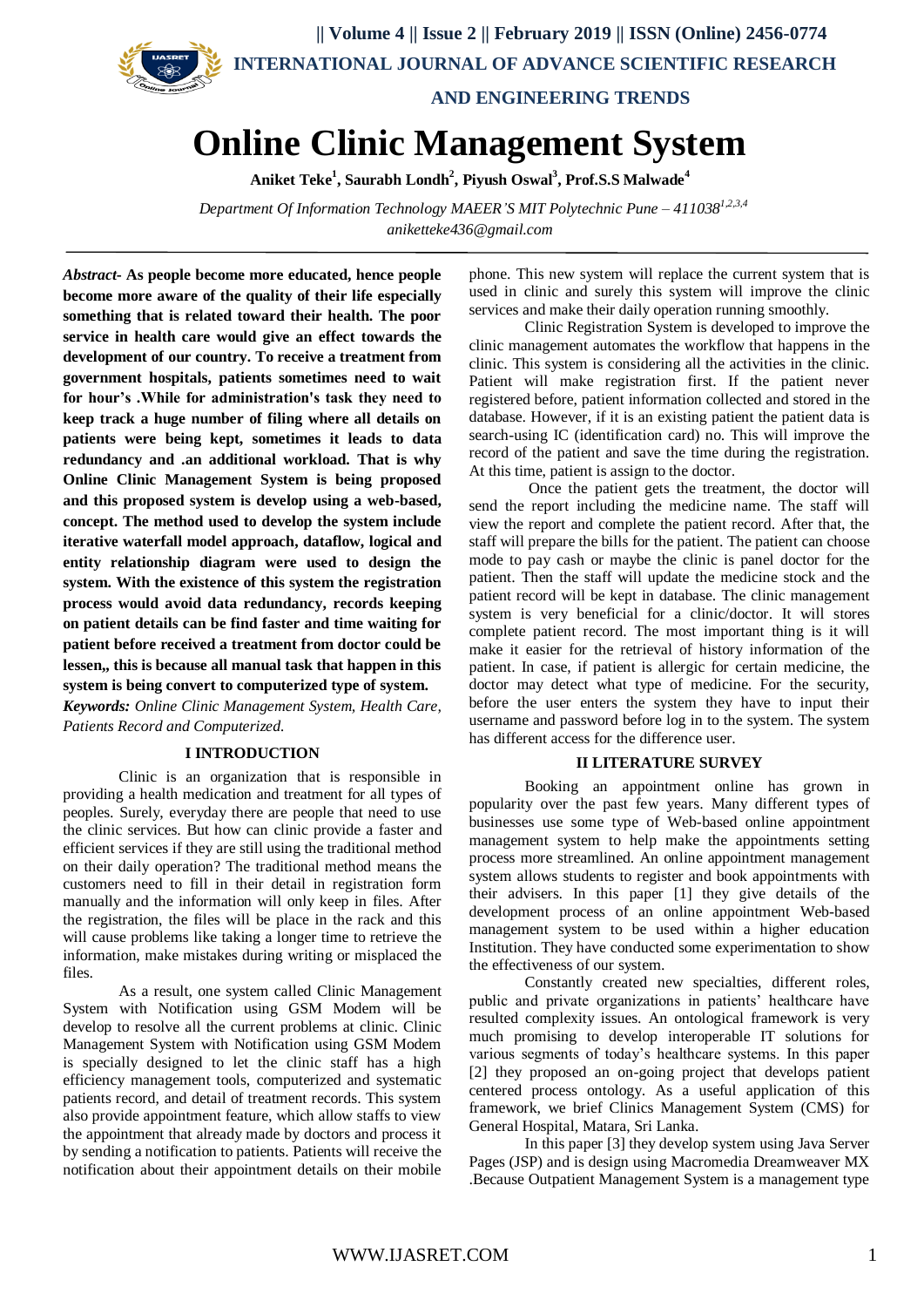# Online Clinic Management System

**Aniket Teke[1], Saurabh Londh[2], Piyush Oswal[3], Prof.S.S Malwade[4]**

*Department Of Information Technology MAEER'S MIT Polytechnic Pune – 411038[1,2,3,4]*
*aniketteke436@gmail.com*

***Abstract-*** **As people become more educated, hence people become more aware of the quality of their life especially something that is related toward their health. The poor service in health care would give an effect towards the development of our country. To receive a treatment from government hospitals, patients sometimes need to wait for hour's .While for administration's task they need to keep track a huge number of filing where all details on patients were being kept, sometimes it leads to data redundancy and .an additional workload. That is why Online Clinic Management System is being proposed and this proposed system is develop using a web-based, concept. The method used to develop the system include iterative waterfall model approach, dataflow, logical and entity relationship diagram were used to design the system. With the existence of this system the registration process would avoid data redundancy, records keeping on patient details can be find faster and time waiting for patient before received a treatment from doctor could be lessen,, this is because all manual task that happen in this system is being convert to computerized type of system.**

***Keywords:*** *Online Clinic Management System, Health Care, Patients Record and Computerized.*

## I INTRODUCTION

Clinic is an organization that is responsible in providing a health medication and treatment for all types of peoples. Surely, everyday there are people that need to use the clinic services. But how can clinic provide a faster and efficient services if they are still using the traditional method on their daily operation? The traditional method means the customers need to fill in their detail in registration form manually and the information will only keep in files. After the registration, the files will be place in the rack and this will cause problems like taking a longer time to retrieve the information, make mistakes during writing or misplaced the files.

As a result, one system called Clinic Management System with Notification using GSM Modem will be develop to resolve all the current problems at clinic. Clinic Management System with Notification using GSM Modem is specially designed to let the clinic staff has a high efficiency management tools, computerized and systematic patients record, and detail of treatment records. This system also provide appointment feature, which allow staffs to view the appointment that already made by doctors and process it by sending a notification to patients. Patients will receive the notification about their appointment details on their mobile phone. This new system will replace the current system that is used in clinic and surely this system will improve the clinic services and make their daily operation running smoothly.

Clinic Registration System is developed to improve the clinic management automates the workflow that happens in the clinic. This system is considering all the activities in the clinic. Patient will make registration first. If the patient never registered before, patient information collected and stored in the database. However, if it is an existing patient the patient data is search-using IC (identification card) no. This will improve the record of the patient and save the time during the registration. At this time, patient is assign to the doctor.

Once the patient gets the treatment, the doctor will send the report including the medicine name. The staff will view the report and complete the patient record. After that, the staff will prepare the bills for the patient. The patient can choose mode to pay cash or maybe the clinic is panel doctor for the patient. Then the staff will update the medicine stock and the patient record will be kept in database. The clinic management system is very beneficial for a clinic/doctor. It will stores complete patient record. The most important thing is it will make it easier for the retrieval of history information of the patient. In case, if patient is allergic for certain medicine, the doctor may detect what type of medicine. For the security, before the user enters the system they have to input their username and password before log in to the system. The system has different access for the difference user.

## II LITERATURE SURVEY

Booking an appointment online has grown in popularity over the past few years. Many different types of businesses use some type of Web-based online appointment management system to help make the appointments setting process more streamlined. An online appointment management system allows students to register and book appointments with their advisers. In this paper [1] they give details of the development process of an online appointment Web-based management system to be used within a higher education Institution. They have conducted some experimentation to show the effectiveness of our system.

Constantly created new specialties, different roles, public and private organizations in patients' healthcare have resulted complexity issues. An ontological framework is very much promising to develop interoperable IT solutions for various segments of today's healthcare systems. In this paper [2] they proposed an on-going project that develops patient centered process ontology. As a useful application of this framework, we brief Clinics Management System (CMS) for General Hospital, Matara, Sri Lanka.

In this paper [3] they develop system using Java Server Pages (JSP) and is design using Macromedia Dreamweaver MX .Because Outpatient Management System is a management type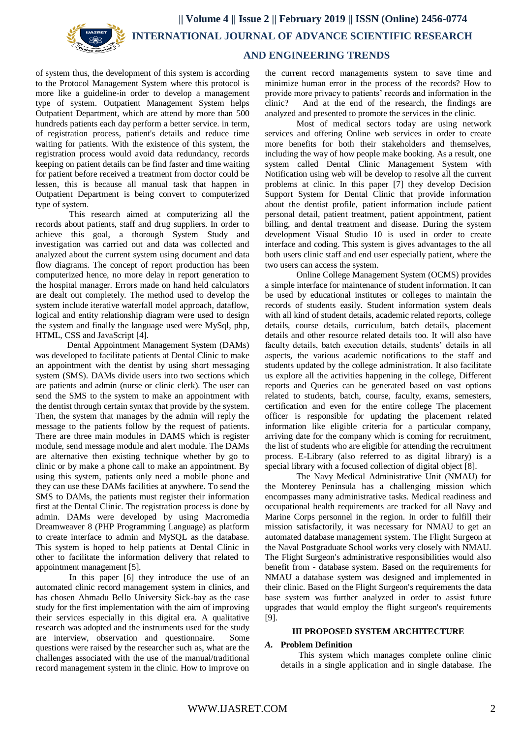of system thus, the development of this system is according to the Protocol Management System where this protocol is more like a guideline-in order to develop a management type of system. Outpatient Management System helps Outpatient Department, which are attend by more than 500 hundreds patients each day perform a better service. in term, of registration process, patient's details and reduce time waiting for patients. With the existence of this system, the registration process would avoid data redundancy, records keeping on patient details can be find faster and time waiting for patient before received a treatment from doctor could be lessen, this is because all manual task that happen in Outpatient Department is being convert to computerized type of system.

This research aimed at computerizing all the records about patients, staff and drug suppliers. In order to achieve this goal, a thorough System Study and investigation was carried out and data was collected and analyzed about the current system using document and data flow diagrams. The concept of report production has been computerized hence, no more delay in report generation to the hospital manager. Errors made on hand held calculators are dealt out completely. The method used to develop the system include iterative waterfall model approach, dataflow, logical and entity relationship diagram were used to design the system and finally the language used were MySql, php, HTML, CSS and JavaScript [4].

Dental Appointment Management System (DAMs) was developed to facilitate patients at Dental Clinic to make an appointment with the dentist by using short messaging system (SMS). DAMs divide users into two sections which are patients and admin (nurse or clinic clerk). The user can send the SMS to the system to make an appointment with the dentist through certain syntax that provide by the system. Then, the system that manages by the admin will reply the message to the patients follow by the request of patients. There are three main modules in DAMS which is register module, send message module and alert module. The DAMs are alternative then existing technique whether by go to clinic or by make a phone call to make an appointment. By using this system, patients only need a mobile phone and they can use these DAMs facilities at anywhere. To send the SMS to DAMs, the patients must register their information first at the Dental Clinic. The registration process is done by admin. DAMs were developed by using Macromedia Dreamweaver 8 (PHP Programming Language) as platform to create interface to admin and MySQL as the database. This system is hoped to help patients at Dental Clinic in other to facilitate the information delivery that related to appointment management [5].

In this paper [6] they introduce the use of an automated clinic record management system in clinics, and has chosen Ahmadu Bello University Sick-bay as the case study for the first implementation with the aim of improving their services especially in this digital era. A qualitative research was adopted and the instruments used for the study are interview, observation and questionnaire. Some questions were raised by the researcher such as, what are the challenges associated with the use of the manual/traditional record management system in the clinic. How to improve on the current record managements system to save time and minimize human error in the process of the records? How to provide more privacy to patients' records and information in the clinic? And at the end of the research, the findings are analyzed and presented to promote the services in the clinic.

Most of medical sectors today are using network services and offering Online web services in order to create more benefits for both their stakeholders and themselves, including the way of how people make booking. As a result, one system called Dental Clinic Management System with Notification using web will be develop to resolve all the current problems at clinic. In this paper [7] they develop Decision Support System for Dental Clinic that provide information about the dentist profile, patient information include patient personal detail, patient treatment, patient appointment, patient billing, and dental treatment and disease. During the system development Visual Studio 10 is used in order to create interface and coding. This system is gives advantages to the all both users clinic staff and end user especially patient, where the two users can access the system.

Online College Management System (OCMS) provides a simple interface for maintenance of student information. It can be used by educational institutes or colleges to maintain the records of students easily. Student information system deals with all kind of student details, academic related reports, college details, course details, curriculum, batch details, placement details and other resource related details too. It will also have faculty details, batch execution details, students' details in all aspects, the various academic notifications to the staff and students updated by the college administration. It also facilitate us explore all the activities happening in the college, Different reports and Queries can be generated based on vast options related to students, batch, course, faculty, exams, semesters, certification and even for the entire college The placement officer is responsible for updating the placement related information like eligible criteria for a particular company, arriving date for the company which is coming for recruitment, the list of students who are eligible for attending the recruitment process. E-Library (also referred to as digital library) is a special library with a focused collection of digital object [8].

The Navy Medical Administrative Unit (NMAU) for the Monterey Peninsula has a challenging mission which encompasses many administrative tasks. Medical readiness and occupational health requirements are tracked for all Navy and Marine Corps personnel in the region. In order to fulfill their mission satisfactorily, it was necessary for NMAU to get an automated database management system. The Flight Surgeon at the Naval Postgraduate School works very closely with NMAU. The Flight Surgeon's administrative responsibilities would also benefit from - database system. Based on the requirements for NMAU a database system was designed and implemented in their clinic. Based on the Flight Surgeon's requirements the data base system was further analyzed in order to assist future upgrades that would employ the flight surgeon's requirements [9].

## III PROPOSED SYSTEM ARCHITECTURE

### *A.* Problem Definition

This system which manages complete online clinic details in a single application and in single database. The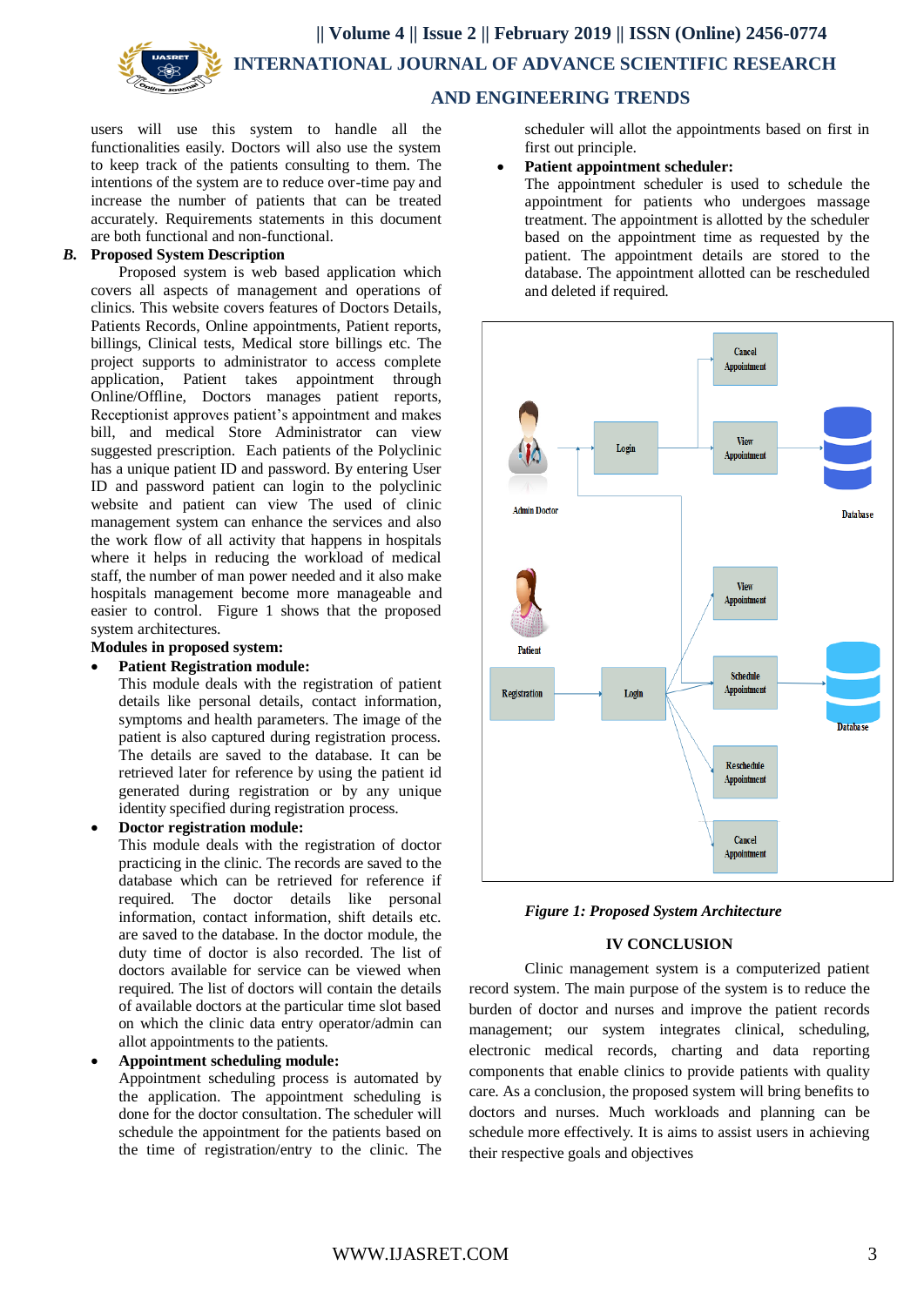users will use this system to handle all the functionalities easily. Doctors will also use the system to keep track of the patients consulting to them. The intentions of the system are to reduce over-time pay and increase the number of patients that can be treated accurately. Requirements statements in this document are both functional and non-functional.

### *B.* Proposed System Description

Proposed system is web based application which covers all aspects of management and operations of clinics. This website covers features of Doctors Details, Patients Records, Online appointments, Patient reports, billings, Clinical tests, Medical store billings etc. The project supports to administrator to access complete application, Patient takes appointment through Online/Offline, Doctors manages patient reports, Receptionist approves patient's appointment and makes bill, and medical Store Administrator can view suggested prescription. Each patients of the Polyclinic has a unique patient ID and password. By entering User ID and password patient can login to the polyclinic website and patient can view The used of clinic management system can enhance the services and also the work flow of all activity that happens in hospitals where it helps in reducing the workload of medical staff, the number of man power needed and it also make hospitals management become more manageable and easier to control. Figure 1 shows that the proposed system architectures.

**Modules in proposed system:**

- **Patient Registration module:**
  This module deals with the registration of patient details like personal details, contact information, symptoms and health parameters. The image of the patient is also captured during registration process. The details are saved to the database. It can be retrieved later for reference by using the patient id generated during registration or by any unique identity specified during registration process.
- **Doctor registration module:**
  This module deals with the registration of doctor practicing in the clinic. The records are saved to the database which can be retrieved for reference if required. The doctor details like personal information, contact information, shift details etc. are saved to the database. In the doctor module, the duty time of doctor is also recorded. The list of doctors available for service can be viewed when required. The list of doctors will contain the details of available doctors at the particular time slot based on which the clinic data entry operator/admin can allot appointments to the patients.
- **Appointment scheduling module:**
  Appointment scheduling process is automated by the application. The appointment scheduling is done for the doctor consultation. The scheduler will schedule the appointment for the patients based on the time of registration/entry to the clinic. The scheduler will allot the appointments based on first in first out principle.
- **Patient appointment scheduler:**
  The appointment scheduler is used to schedule the appointment for patients who undergoes massage treatment. The appointment is allotted by the scheduler based on the appointment time as requested by the patient. The appointment details are stored to the database. The appointment allotted can be rescheduled and deleted if required.

*Figure 1: Proposed System Architecture*

## IV CONCLUSION

Clinic management system is a computerized patient record system. The main purpose of the system is to reduce the burden of doctor and nurses and improve the patient records management; our system integrates clinical, scheduling, electronic medical records, charting and data reporting components that enable clinics to provide patients with quality care. As a conclusion, the proposed system will bring benefits to doctors and nurses. Much workloads and planning can be schedule more effectively. It is aims to assist users in achieving their respective goals and objectives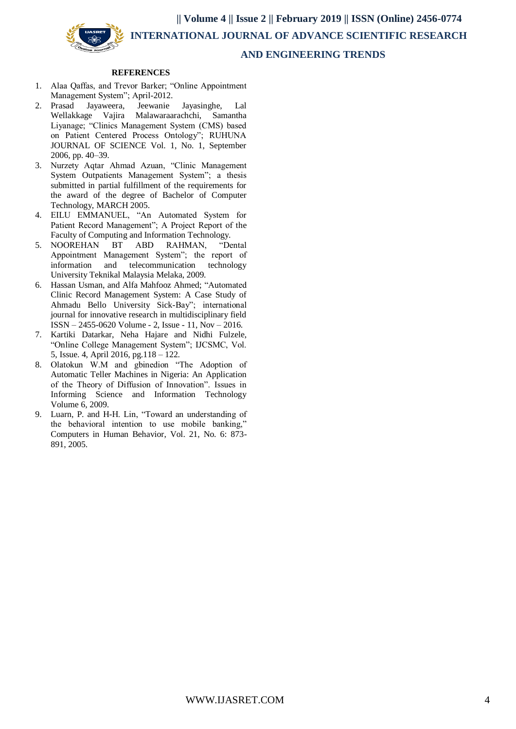## REFERENCES

1. Alaa Qaffas, and Trevor Barker; "Online Appointment Management System"; April-2012.
2. Prasad Jayaweera, Jeewanie Jayasinghe, Lal Wellakkage Vajira Malawaraarachchi, Samantha Liyanage; "Clinics Management System (CMS) based on Patient Centered Process Ontology"; RUHUNA JOURNAL OF SCIENCE Vol. 1, No. 1, September 2006, pp. 40–39.
3. Nurzety Aqtar Ahmad Azuan, "Clinic Management System Outpatients Management System"; a thesis submitted in partial fulfillment of the requirements for the award of the degree of Bachelor of Computer Technology, MARCH 2005.
4. EILU EMMANUEL, "An Automated System for Patient Record Management"; A Project Report of the Faculty of Computing and Information Technology.
5. NOOREHAN BT ABD RAHMAN, "Dental Appointment Management System"; the report of information and telecommunication technology University Teknikal Malaysia Melaka, 2009.
6. Hassan Usman, and Alfa Mahfooz Ahmed; "Automated Clinic Record Management System: A Case Study of Ahmadu Bello University Sick-Bay"; international journal for innovative research in multidisciplinary field ISSN – 2455-0620 Volume - 2, Issue - 11, Nov – 2016.
7. Kartiki Datarkar, Neha Hajare and Nidhi Fulzele, "Online College Management System"; IJCSMC, Vol. 5, Issue. 4, April 2016, pg.118 – 122.
8. Olatokun W.M and gbinedion "The Adoption of Automatic Teller Machines in Nigeria: An Application of the Theory of Diffusion of Innovation". Issues in Informing Science and Information Technology Volume 6, 2009.
9. Luarn, P. and H-H. Lin, "Toward an understanding of the behavioral intention to use mobile banking," Computers in Human Behavior, Vol. 21, No. 6: 873-891, 2005.